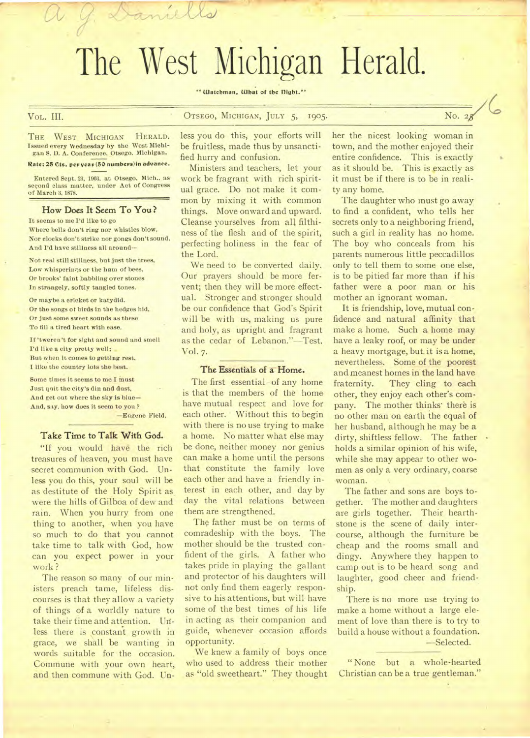# The West Michigan Herald.

"Watchman, What of the Night."

VOL. III. OTSEGO, MICHIGAN, JULY 5, 1905. No. 26

THE WEST MICHIGAN HERALD.
Issued every Wednesday by the West Michigan S. D. A. Conference, Otsego, Michigan.

**Rate: 25 Cts. per year (50 numbers) in advance.**

Entered Sept. 23, 1903, at Otsego, Mich., as second class matter, under Act of Congress of March 3, 1878.

## How Does It Seem To You?

It seems to me I'd like to go
Where bells don't ring nor whistles blow,
Nor clocks don't strike nor gongs don't sound,
And I'd have stillness all around—

Not real still stillness, but just the trees,
Low whisperings or the hum of bees,
Or brooks' faint babbling over stones
In strangely, softly tangled tones.

Or maybe a cricket or katydid,
Or the songs of birds in the hedges hid,
Or just some sweet sounds as these
To fill a tired heart with ease.

If 'tweren't for sight and sound and smell
I'd like a city pretty well;
But when it comes to getting rest,
I like the country lots the best.

Some times it seems to me I must
Just quit the city's din and dust,
And get out where the sky is blue—
And, say, how does it seem to you?

—Eugene Field.

## Take Time to Talk With God.

"If you would have the rich treasures of heaven, you must have secret communion with God. Unless you do this, your soul will be as destitute of the Holy Spirit as were the hills of Gilboa of dew and rain. When you hurry from one thing to another, when you have so much to do that you cannot take time to talk with God, how can you expect power in your work?

The reason so many of our ministers preach tame, lifeless discourses is that they allow a variety of things of a worldly nature to take their time and attention. Unless there is constant growth in grace, we shall be wanting in words suitable for the occasion. Commune with your own heart, and then commune with God. Unless you do this, your efforts will be fruitless, made thus by unsanctified hurry and confusion.

Ministers and teachers, let your work be fragrant with rich spiritual grace. Do not make it common by mixing it with common things. Move onward and upward. Cleanse yourselves from all filthiness of the flesh and of the spirit, perfecting holiness in the fear of the Lord.

We need to be converted daily. Our prayers should be more fervent; then they will be more effectual. Stronger and stronger should be our confidence that God's Spirit will be with us, making us pure and holy, as upright and fragrant as the cedar of Lebanon."—Test. Vol. 7.

## The Essentials of a Home.

The first essential of any home is that the members of the home have mutual respect and love for each other. Without this to begin with there is no use trying to make a home. No matter what else may be done, neither money nor genius can make a home until the persons that constitute the family love each other and have a friendly interest in each other, and day by day the vital relations between them are strengthened.

The father must be on terms of comradeship with the boys. The mother should be the trusted confident of the girls. A father who takes pride in playing the gallant and protector of his daughters will not only find them eagerly responsive to his attentions, but will have some of the best times of his life in acting as their companion and guide, whenever occasion affords opportunity.

We knew a family of boys once who used to address their mother as "old sweetheart." They thought her the nicest looking woman in town, and the mother enjoyed their entire confidence. This is exactly as it should be. This is exactly as it must be if there is to be in reality any home.

The daughter who must go away to find a confident, who tells her secrets only to a neighboring friend, such a girl in reality has no home. The boy who conceals from his parents numerous little peccadillos only to tell them to some one else, is to be pitied far more than if his father were a poor man or his mother an ignorant woman.

It is friendship, love, mutual confidence and natural affinity that make a home. Such a home may have a leaky roof, or may be under a heavy mortgage, but it is a home, nevertheless. Some of the poorest and meanest homes in the land have fraternity. They cling to each other, they enjoy each other's company. The mother thinks there is no other man on earth the equal of her husband, although he may be a dirty, shiftless fellow. The father holds a similar opinion of his wife, while she may appear to other women as only a very ordinary, coarse woman.

The father and sons are boys together. The mother and daughters are girls together. Their hearthstone is the scene of daily intercourse, although the furniture be cheap and the rooms small and dingy. Anywhere they happen to camp out is to be heard song and laughter, good cheer and friendship.

There is no more use trying to make a home without a large element of love than there is to try to build a house without a foundation.

—Selected.

"None but a whole-hearted Christian can be a true gentleman."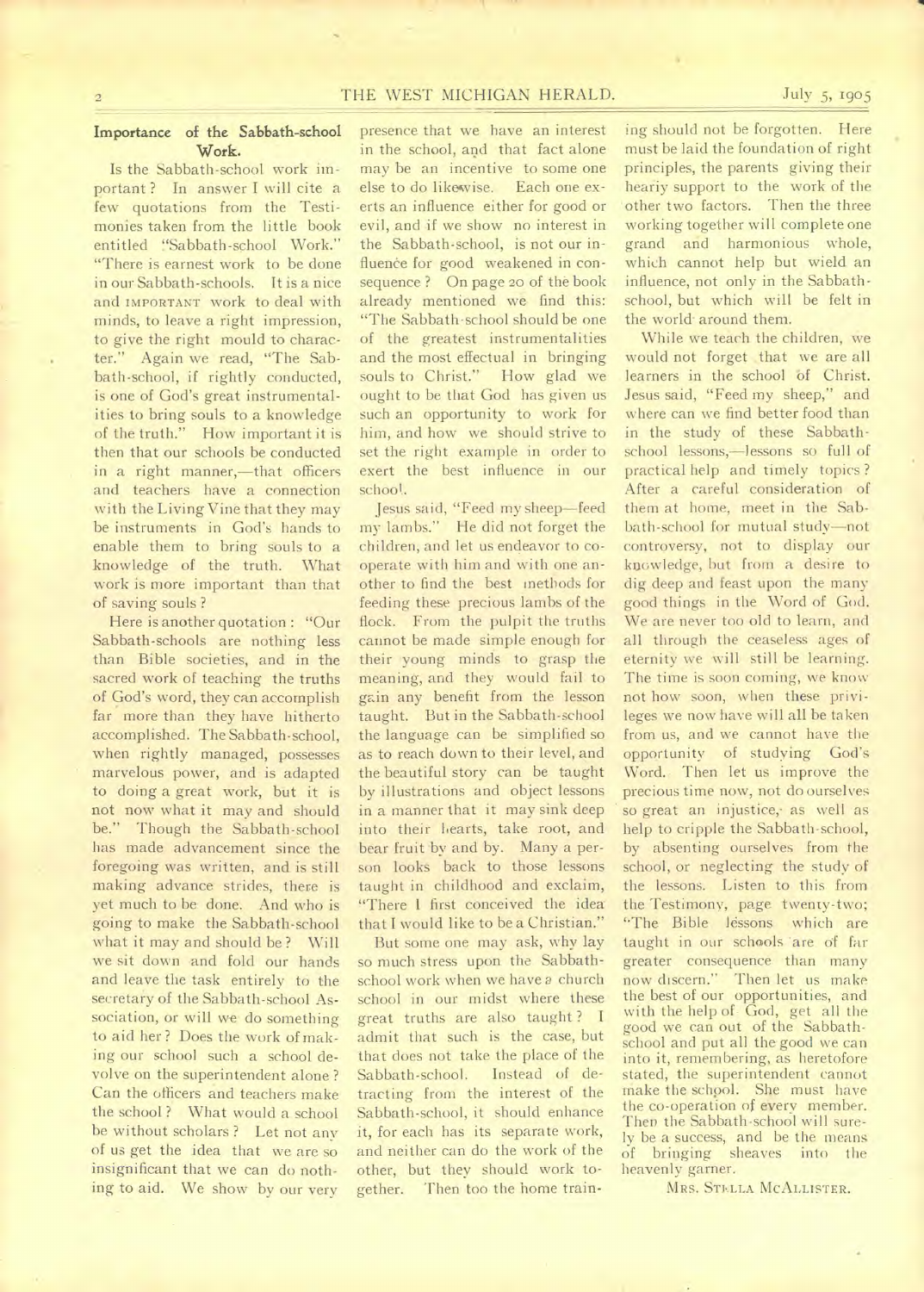## Importance of the Sabbath-school Work.

Is the Sabbath-school work important? In answer I will cite a few quotations from the Testimonies taken from the little book entitled "Sabbath-school Work." "There is earnest work to be done in our Sabbath-schools. It is a nice and IMPORTANT work to deal with minds, to leave a right impression, to give the right mould to character." Again we read, "The Sabbath-school, if rightly conducted, is one of God's great instrumentalities to bring souls to a knowledge of the truth." How important it is then that our schools be conducted in a right manner,—that officers and teachers have a connection with the Living Vine that they may be instruments in God's hands to enable them to bring souls to a knowledge of the truth. What work is more important than that of saving souls?

Here is another quotation: "Our Sabbath-schools are nothing less than Bible societies, and in the sacred work of teaching the truths of God's word, they can accomplish far more than they have hitherto accomplished. The Sabbath-school, when rightly managed, possesses marvelous power, and is adapted to doing a great work, but it is not now what it may and should be." Though the Sabbath-school has made advancement since the foregoing was written, and is still making advance strides, there is yet much to be done. And who is going to make the Sabbath-school what it may and should be? Will we sit down and fold our hands and leave the task entirely to the secretary of the Sabbath-school Association, or will we do something to aid her? Does the work of making our school such a school devolve on the superintendent alone? Can the officers and teachers make the school? What would a school be without scholars? Let not any of us get the idea that we are so insignificant that we can do nothing to aid. We show by our very presence that we have an interest in the school, and that fact alone may be an incentive to some one else to do likewise. Each one exerts an influence either for good or evil, and if we show no interest in the Sabbath-school, is not our influence for good weakened in consequence? On page 20 of the book already mentioned we find this: "The Sabbath-school should be one of the greatest instrumentalities and the most effectual in bringing souls to Christ." How glad we ought to be that God has given us such an opportunity to work for him, and how we should strive to set the right example in order to exert the best influence in our school.

Jesus said, "Feed my sheep—feed my lambs." He did not forget the children, and let us endeavor to co-operate with him and with one another to find the best methods for feeding these precious lambs of the flock. From the pulpit the truths cannot be made simple enough for their young minds to grasp the meaning, and they would fail to gain any benefit from the lesson taught. But in the Sabbath-school the language can be simplified so as to reach down to their level, and the beautiful story can be taught by illustrations and object lessons in a manner that it may sink deep into their hearts, take root, and bear fruit by and by. Many a person looks back to those lessons taught in childhood and exclaim, "There I first conceived the idea that I would like to be a Christian."

But some one may ask, why lay so much stress upon the Sabbath-school work when we have a church school in our midst where these great truths are also taught? I admit that such is the case, but that does not take the place of the Sabbath-school. Instead of detracting from the interest of the Sabbath-school, it should enhance it, for each has its separate work, and neither can do the work of the other, but they should work together. Then too the home training should not be forgotten. Here must be laid the foundation of right principles, the parents giving their hearty support to the work of the other two factors. Then the three working together will complete one grand and harmonious whole, which cannot help but wield an influence, not only in the Sabbath-school, but which will be felt in the world around them.

While we teach the children, we would not forget that we are all learners in the school of Christ. Jesus said, "Feed my sheep," and where can we find better food than in the study of these Sabbath-school lessons,—lessons so full of practical help and timely topics? After a careful consideration of them at home, meet in the Sabbath-school for mutual study—not controversy, not to display our knowledge, but from a desire to dig deep and feast upon the many good things in the Word of God. We are never too old to learn, and all through the ceaseless ages of eternity we will still be learning. The time is soon coming, we know not how soon, when these privileges we now have will all be taken from us, and we cannot have the opportunity of studying God's Word. Then let us improve the precious time now, not do ourselves so great an injustice, as well as help to cripple the Sabbath-school, by absenting ourselves from the school, or neglecting the study of the lessons. Listen to this from the Testimony, page twenty-two; "The Bible lessons which are taught in our schools are of far greater consequence than many now discern." Then let us make the best of our opportunities, and with the help of God, get all the good we can out of the Sabbath-school and put all the good we can into it, remembering, as heretofore stated, the superintendent cannot make the school. She must have the co-operation of every member. Then the Sabbath-school will surely be a success, and be the means of bringing sheaves into the heavenly garner.

MRS. STELLA MCALLISTER.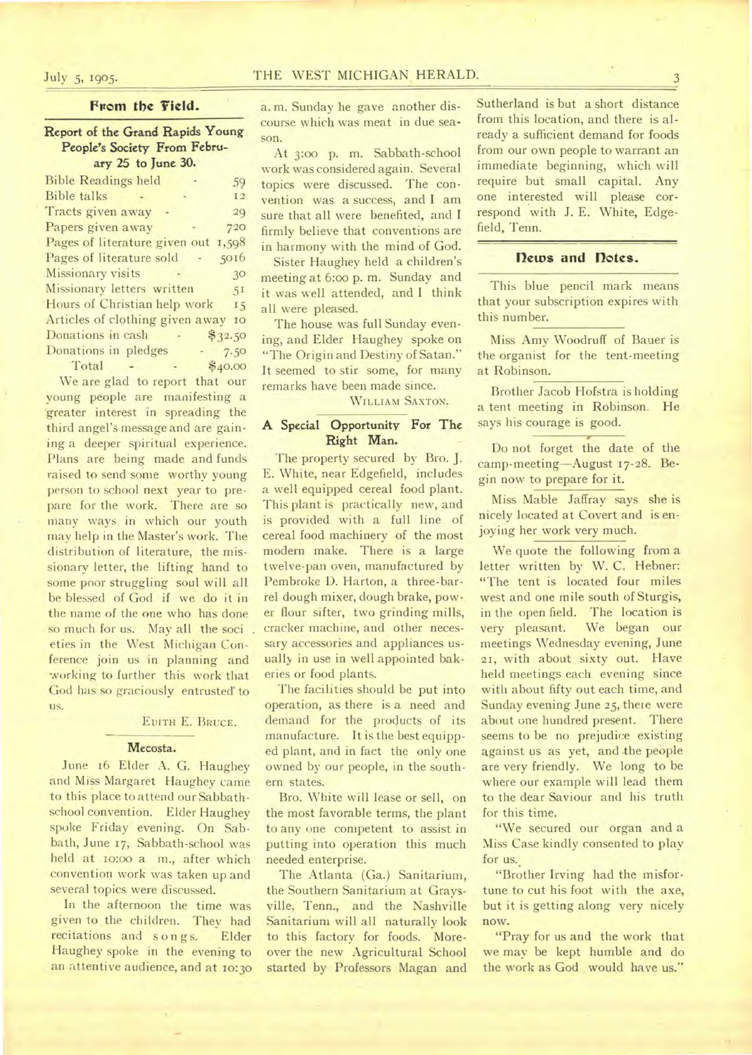## From the Field.

### Report of the Grand Rapids Young People's Society From February 25 to June 30.

| | |
|---|---|
| Bible Readings held | 59 |
| Bible talks | 12 |
| Tracts given away | 29 |
| Papers given away | 720 |
| Pages of literature given out | 1,598 |
| Pages of literature sold | 5016 |
| Missionary visits | 30 |
| Missionary letters written | 51 |
| Hours of Christian help work | 15 |
| Articles of clothing given away | 10 |
| Donations in cash | $32.50 |
| Donations in pledges | 7.50 |
| Total | $40.00 |

We are glad to report that our young people are manifesting a greater interest in spreading the third angel's message and are gaining a deeper spiritual experience. Plans are being made and funds raised to send some worthy young person to school next year to prepare for the work. There are so many ways in which our youth may help in the Master's work. The distribution of literature, the missionary letter, the lifting hand to some poor struggling soul will all be blessed of God if we do it in the name of the one who has done so much for us. May all the societies in the West Michigan Conference join us in planning and working to further this work that God has so graciously entrusted to us.

EDITH E. BRUCE.

### Mecosta.

June 16 Elder A. G. Haughey and Miss Margaret Haughey came to this place to attend our Sabbath-school convention. Elder Haughey spoke Friday evening. On Sabbath, June 17, Sabbath-school was held at 10:00 a. m., after which convention work was taken up and several topics were discussed.

In the afternoon the time was given to the children. They had recitations and songs. Elder Haughey spoke in the evening to an attentive audience, and at 10:30 a. m. Sunday he gave another discourse which was meat in due season.

At 3:00 p. m. Sabbath-school work was considered again. Several topics were discussed. The convention was a success, and I am sure that all were benefited, and I firmly believe that conventions are in harmony with the mind of God.

Sister Haughey held a children's meeting at 6:00 p. m. Sunday and it was well attended, and I think all were pleased.

The house was full Sunday evening, and Elder Haughey spoke on "The Origin and Destiny of Satan." It seemed to stir some, for many remarks have been made since.

WILLIAM SAXTON.

### A Special Opportunity For The Right Man.

The property secured by Bro. J. E. White, near Edgefield, includes a well equipped cereal food plant. This plant is practically new, and is provided with a full line of cereal food machinery of the most modern make. There is a large twelve-pan oven, manufactured by Pembroke D. Harton, a three-barrel dough mixer, dough brake, power flour sifter, two grinding mills, cracker machine, and other necessary accessories and appliances usually in use in well appointed bakeries or food plants.

The facilities should be put into operation, as there is a need and demand for the products of its manufacture. It is the best equipped plant, and in fact the only one owned by our people, in the southern states.

Bro. White will lease or sell, on the most favorable terms, the plant to any one competent to assist in putting into operation this much needed enterprise.

The Atlanta (Ga.) Sanitarium, the Southern Sanitarium at Graysville, Tenn., and the Nashville Sanitarium will all naturally look to this factory for foods. Moreover the new Agricultural School started by Professors Magan and Sutherland is but a short distance from this location, and there is already a sufficient demand for foods from our own people to warrant an immediate beginning, which will require but small capital. Any one interested will please correspond with J. E. White, Edgefield, Tenn.

## News and Notes.

This blue pencil mark means that your subscription expires with this number.

Miss Amy Woodruff of Bauer is the organist for the tent-meeting at Robinson.

Brother Jacob Hofstra is holding a tent meeting in Robinson. He says his courage is good.

Do not forget the date of the camp-meeting—August 17-28. Begin now to prepare for it.

Miss Mable Jaffray says she is nicely located at Covert and is enjoying her work very much.

We quote the following from a letter written by W. C. Hebner: "The tent is located four miles west and one mile south of Sturgis, in the open field. The location is very pleasant. We began our meetings Wednesday evening, June 21, with about sixty out. Have held meetings each evening since with about fifty out each time, and Sunday evening June 25, there were about one hundred present. There seems to be no prejudice existing against us as yet, and the people are very friendly. We long to be where our example will lead them to the dear Saviour and his truth for this time.

"We secured our organ and a Miss Case kindly consented to play for us.

"Brother Irving had the misfortune to cut his foot with the axe, but it is getting along very nicely now.

"Pray for us and the work that we may be kept humble and do the work as God would have us."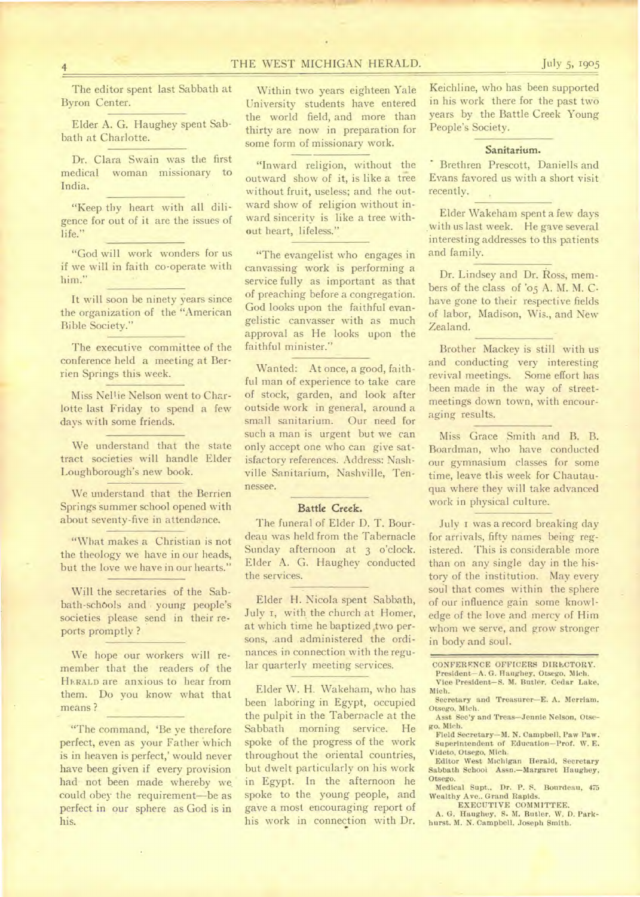The editor spent last Sabbath at Byron Center.

Elder A. G. Haughey spent Sabbath at Charlotte.

Dr. Clara Swain was the first medical woman missionary to India.

"Keep thy heart with all diligence for out of it are the issues of life."

"God will work wonders for us if we will in faith co-operate with him."

It will soon be ninety years since the organization of the "American Bible Society."

The executive committee of the conference held a meeting at Berrien Springs this week.

Miss Nellie Nelson went to Charlotte last Friday to spend a few days with some friends.

We understand that the state tract societies will handle Elder Loughborough's new book.

We understand that the Berrien Springs summer school opened with about seventy-five in attendance.

"What makes a Christian is not the theology we have in our heads, but the love we have in our hearts."

Will the secretaries of the Sabbath-schools and young people's societies please send in their reports promptly?

We hope our workers will remember that the readers of the HERALD are anxious to hear from them. Do you know what that means?

"The command, 'Be ye therefore perfect, even as your Father which is in heaven is perfect,' would never have been given if every provision had not been made whereby we could obey the requirement—be as perfect in our sphere as God is in his.

Within two years eighteen Yale University students have entered the world field, and more than thirty are now in preparation for some form of missionary work.

"Inward religion, without the outward show of it, is like a tree without fruit, useless; and the outward show of religion without inward sincerity is like a tree without heart, lifeless."

"The evangelist who engages in canvassing work is performing a service fully as important as that of preaching before a congregation. God looks upon the faithful evangelistic canvasser with as much approval as He looks upon the faithful minister."

Wanted: At once, a good, faithful man of experience to take care of stock, garden, and look after outside work in general, around a small sanitarium. Our need for such a man is urgent but we can only accept one who can give satisfactory references. Address: Nashville Sanitarium, Nashville, Tennessee.

## Battle Creek.

The funeral of Elder D. T. Bourdeau was held from the Tabernacle Sunday afternoon at 3 o'clock. Elder A. G. Haughey conducted the services.

Elder H. Nicola spent Sabbath, July 1, with the church at Homer, at which time he baptized two persons, and administered the ordinances in connection with the regular quarterly meeting services.

Elder W. H. Wakeham, who has been laboring in Egypt, occupied the pulpit in the Tabernacle at the Sabbath morning service. He spoke of the progress of the work throughout the oriental countries, but dwelt particularly on his work in Egypt. In the afternoon he spoke to the young people, and gave a most encouraging report of his work in connection with Dr. Keichline, who has been supported in his work there for the past two years by the Battle Creek Young People's Society.

## Sanitarium.

Brethren Prescott, Daniells and Evans favored us with a short visit recently.

Elder Wakeham spent a few days with us last week. He gave several interesting addresses to ths patients and family.

Dr. Lindsey and Dr. Ross, members of the class of '05 A. M. M. C. have gone to their respective fields of labor, Madison, Wis., and New Zealand.

Brother Mackey is still with us and conducting very interesting revival meetings. Some effort has been made in the way of street-meetings down town, with encouraging results.

Miss Grace Smith and B. B. Boardman, who have conducted our gymnasium classes for some time, leave this week for Chautauqua where they will take advanced work in physical culture.

July 1 was a record breaking day for arrivals, fifty names being registered. This is considerable more than on any single day in the history of the institution. May every soul that comes within the sphere of our influence gain some knowledge of the love and mercy of Him whom we serve, and grow stronger in body and soul.

---

CONFERENCE OFFICERS DIRECTORY.

President—A. G. Haughey, Otsego, Mich.
Vice President—S. M. Butler, Cedar Lake, Mich.
Secretary and Treasurer—E. A. Merriam, Otsego, Mich.
Asst Sec'y and Treas—Jennie Nelson, Otsego, Mich.
Field Secretary—M. N. Campbell, Paw Paw.
Superintendent of Education—Prof. W. E. Videto, Otsego, Mich.
Editor West Michigan Herald, Secretary Sabbath School Assn.—Margaret Haughey, Otsego.
Medical Supt., Dr. P. S. Bourdeau, 475 Wealthy Ave., Grand Rapids.

EXECUTIVE COMMITTEE.

A. G. Haughey, S. M. Butler, W. D. Parkhurst, M. N. Campbell, Joseph Smith.